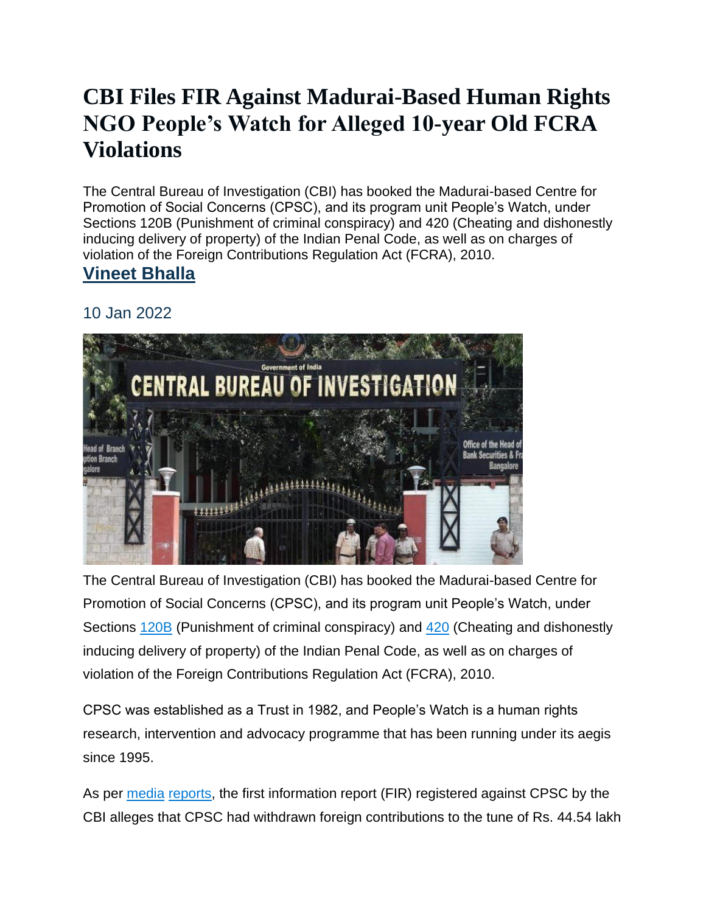# CBI Files FIR Against Madurai-Based Human Rights NGO People's Watch for Alleged 10-year Old FCRA Violations

The Central Bureau of Investigation (CBI) has booked the Madurai-based Centre for Promotion of Social Concerns (CPSC), and its program unit People's Watch, under Sections 120B (Punishment of criminal conspiracy) and 420 (Cheating and dishonestly inducing delivery of property) of the Indian Penal Code, as well as on charges of violation of the Foreign Contributions Regulation Act (FCRA), 2010.

**[Vineet Bhalla]()**

10 Jan 2022

The Central Bureau of Investigation (CBI) has booked the Madurai-based Centre for Promotion of Social Concerns (CPSC), and its program unit People's Watch, under Sections [120B]() (Punishment of criminal conspiracy) and [420]() (Cheating and dishonestly inducing delivery of property) of the Indian Penal Code, as well as on charges of violation of the Foreign Contributions Regulation Act (FCRA), 2010.

CPSC was established as a Trust in 1982, and People's Watch is a human rights research, intervention and advocacy programme that has been running under its aegis since 1995.

As per [media]() [reports](), the first information report (FIR) registered against CPSC by the CBI alleges that CPSC had withdrawn foreign contributions to the tune of Rs. 44.54 lakh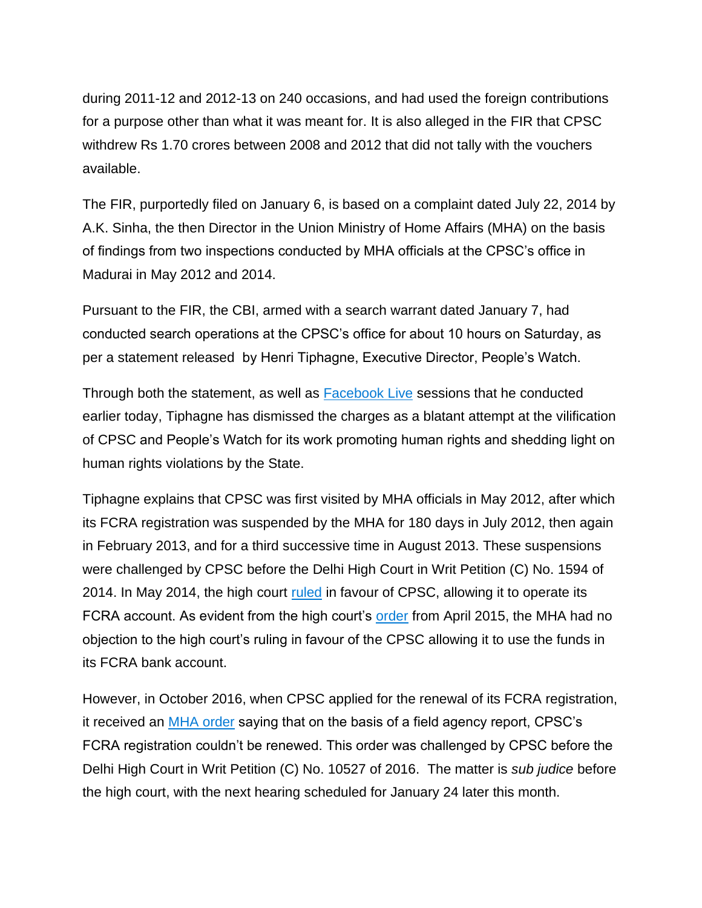during 2011-12 and 2012-13 on 240 occasions, and had used the foreign contributions for a purpose other than what it was meant for. It is also alleged in the FIR that CPSC withdrew Rs 1.70 crores between 2008 and 2012 that did not tally with the vouchers available.

The FIR, purportedly filed on January 6, is based on a complaint dated July 22, 2014 by A.K. Sinha, the then Director in the Union Ministry of Home Affairs (MHA) on the basis of findings from two inspections conducted by MHA officials at the CPSC's office in Madurai in May 2012 and 2014.

Pursuant to the FIR, the CBI, armed with a search warrant dated January 7, had conducted search operations at the CPSC's office for about 10 hours on Saturday, as per a statement released by Henri Tiphagne, Executive Director, People's Watch.

Through both the statement, as well as Facebook Live sessions that he conducted earlier today, Tiphagne has dismissed the charges as a blatant attempt at the vilification of CPSC and People's Watch for its work promoting human rights and shedding light on human rights violations by the State.

Tiphagne explains that CPSC was first visited by MHA officials in May 2012, after which its FCRA registration was suspended by the MHA for 180 days in July 2012, then again in February 2013, and for a third successive time in August 2013. These suspensions were challenged by CPSC before the Delhi High Court in Writ Petition (C) No. 1594 of 2014. In May 2014, the high court ruled in favour of CPSC, allowing it to operate its FCRA account. As evident from the high court's order from April 2015, the MHA had no objection to the high court's ruling in favour of the CPSC allowing it to use the funds in its FCRA bank account.

However, in October 2016, when CPSC applied for the renewal of its FCRA registration, it received an MHA order saying that on the basis of a field agency report, CPSC's FCRA registration couldn't be renewed. This order was challenged by CPSC before the Delhi High Court in Writ Petition (C) No. 10527 of 2016. The matter is *sub judice* before the high court, with the next hearing scheduled for January 24 later this month.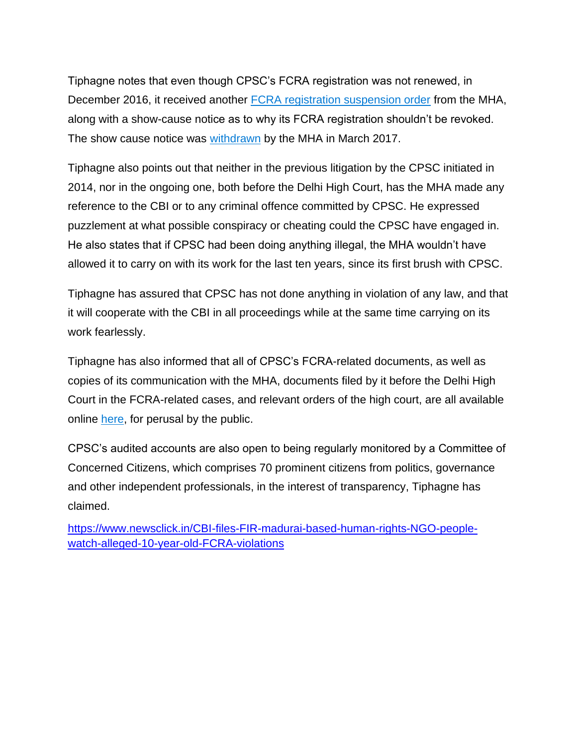Tiphagne notes that even though CPSC's FCRA registration was not renewed, in December 2016, it received another FCRA registration suspension order from the MHA, along with a show-cause notice as to why its FCRA registration shouldn't be revoked. The show cause notice was withdrawn by the MHA in March 2017.

Tiphagne also points out that neither in the previous litigation by the CPSC initiated in 2014, nor in the ongoing one, both before the Delhi High Court, has the MHA made any reference to the CBI or to any criminal offence committed by CPSC. He expressed puzzlement at what possible conspiracy or cheating could the CPSC have engaged in. He also states that if CPSC had been doing anything illegal, the MHA wouldn't have allowed it to carry on with its work for the last ten years, since its first brush with CPSC.

Tiphagne has assured that CPSC has not done anything in violation of any law, and that it will cooperate with the CBI in all proceedings while at the same time carrying on its work fearlessly.

Tiphagne has also informed that all of CPSC's FCRA-related documents, as well as copies of its communication with the MHA, documents filed by it before the Delhi High Court in the FCRA-related cases, and relevant orders of the high court, are all available online here, for perusal by the public.

CPSC's audited accounts are also open to being regularly monitored by a Committee of Concerned Citizens, which comprises 70 prominent citizens from politics, governance and other independent professionals, in the interest of transparency, Tiphagne has claimed.

https://www.newsclick.in/CBI-files-FIR-madurai-based-human-rights-NGO-people-watch-alleged-10-year-old-FCRA-violations